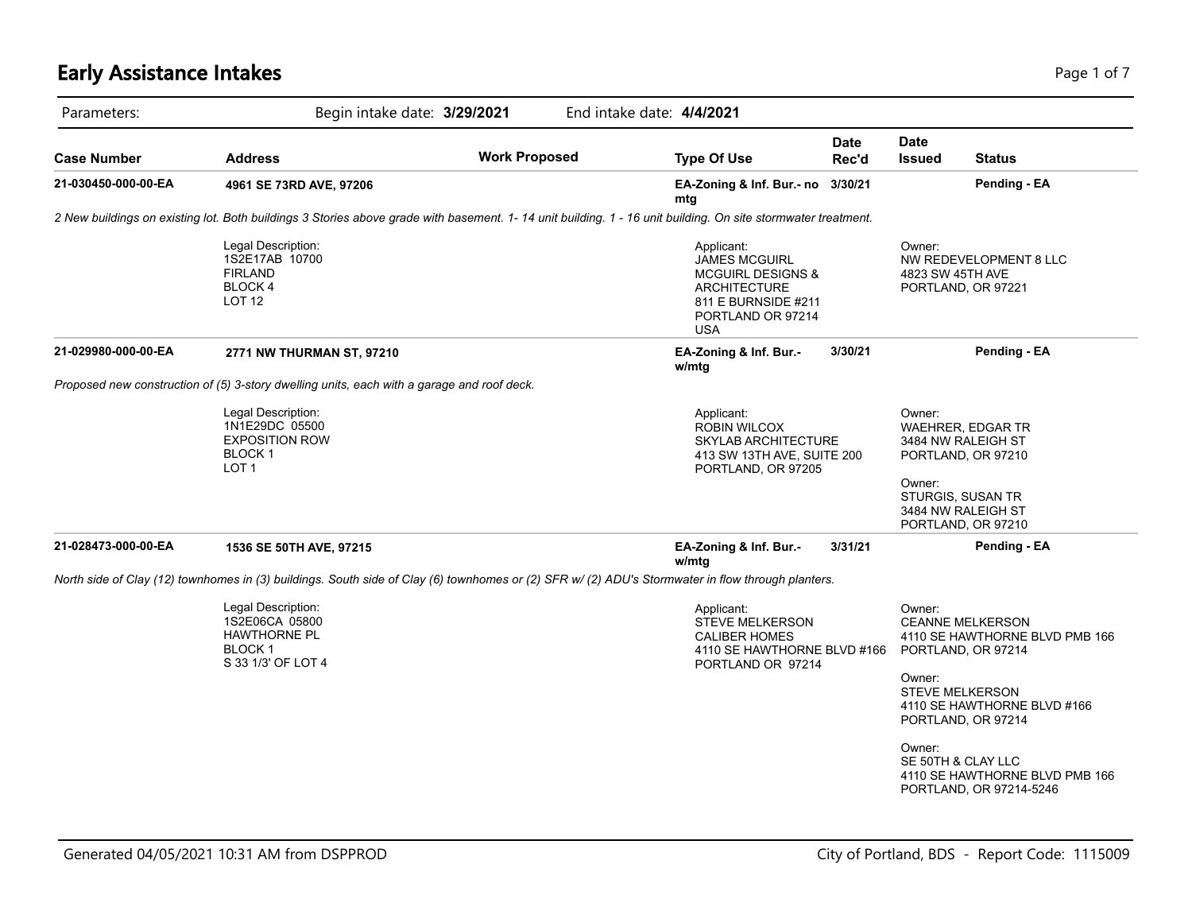# Early Assistance Intakes

Parameters: Begin intake date: **3/29/2021** End intake date: **4/4/2021**

| Case Number | Address | Work Proposed | Type Of Use | Date Rec'd | Date Issued | Status |
|---|---|---|---|---|---|---|
| **21-030450-000-00-EA** | **4961 SE 73RD AVE, 97206** | | **EA-Zoning & Inf. Bur.- no mtg** | **3/30/21** | | **Pending - EA** |

*2 New buildings on existing lot. Both buildings 3 Stories above grade with basement. 1- 14 unit building. 1 - 16 unit building. On site stormwater treatment.*

Legal Description:
1S2E17AB 10700
FIRLAND
BLOCK 4
LOT 12

Applicant:
JAMES MCGUIRL
MCGUIRL DESIGNS & ARCHITECTURE
811 E BURNSIDE #211
PORTLAND OR 97214
USA

Owner:
NW REDEVELOPMENT 8 LLC
4823 SW 45TH AVE
PORTLAND, OR 97221

| Case Number | Address | Work Proposed | Type Of Use | Date Rec'd | Date Issued | Status |
|---|---|---|---|---|---|---|
| **21-029980-000-00-EA** | **2771 NW THURMAN ST, 97210** | | **EA-Zoning & Inf. Bur.- w/mtg** | **3/30/21** | | **Pending - EA** |

*Proposed new construction of (5) 3-story dwelling units, each with a garage and roof deck.*

Legal Description:
1N1E29DC 05500
EXPOSITION ROW
BLOCK 1
LOT 1

Applicant:
ROBIN WILCOX
SKYLAB ARCHITECTURE
413 SW 13TH AVE, SUITE 200
PORTLAND, OR 97205

Owner:
WAEHRER, EDGAR TR
3484 NW RALEIGH ST
PORTLAND, OR 97210

Owner:
STURGIS, SUSAN TR
3484 NW RALEIGH ST
PORTLAND, OR 97210

| Case Number | Address | Work Proposed | Type Of Use | Date Rec'd | Date Issued | Status |
|---|---|---|---|---|---|---|
| **21-028473-000-00-EA** | **1536 SE 50TH AVE, 97215** | | **EA-Zoning & Inf. Bur.- w/mtg** | **3/31/21** | | **Pending - EA** |

*North side of Clay (12) townhomes in (3) buildings. South side of Clay (6) townhomes or (2) SFR w/ (2) ADU's Stormwater in flow through planters.*

Legal Description:
1S2E06CA 05800
HAWTHORNE PL
BLOCK 1
S 33 1/3' OF LOT 4

Applicant:
STEVE MELKERSON
CALIBER HOMES
4110 SE HAWTHORNE BLVD #166
PORTLAND OR 97214

Owner:
CEANNE MELKERSON
4110 SE HAWTHORNE BLVD PMB 166
PORTLAND, OR 97214

Owner:
STEVE MELKERSON
4110 SE HAWTHORNE BLVD #166
PORTLAND, OR 97214

Owner:
SE 50TH & CLAY LLC
4110 SE HAWTHORNE BLVD PMB 166
PORTLAND, OR 97214-5246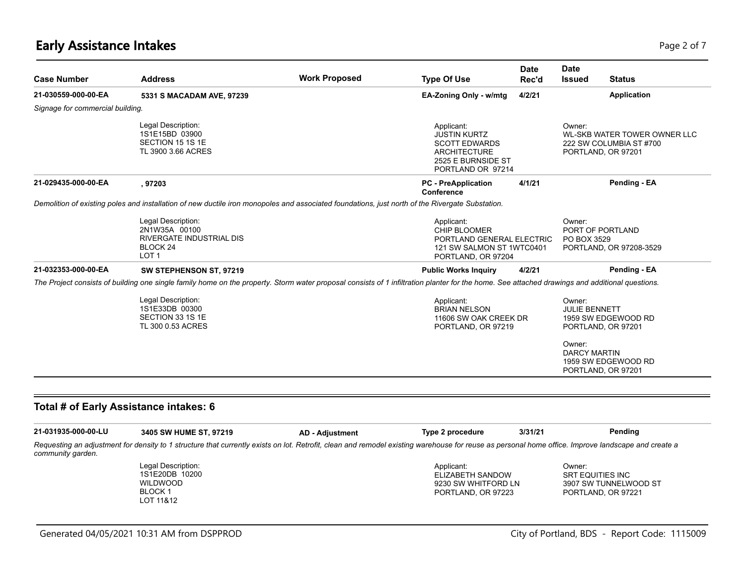## Early Assistance Intakes

| Case Number | Address | Work Proposed | Type Of Use | Date Rec'd | Date Issued | Status |
|---|---|---|---|---|---|---|
| **21-030559-000-00-EA** | **5331 S MACADAM AVE, 97239** | | **EA-Zoning Only - w/mtg** | **4/2/21** | | **Application** |

*Signage for commercial building.*

Legal Description:
1S1E15BD 03900
SECTION 15 1S 1E
TL 3900 3.66 ACRES

Applicant:
JUSTIN KURTZ
SCOTT EDWARDS
ARCHITECTURE
2525 E BURNSIDE ST
PORTLAND OR 97214

Owner:
WL-SKB WATER TOWER OWNER LLC
222 SW COLUMBIA ST #700
PORTLAND, OR 97201

| Case Number | Address | Work Proposed | Type Of Use | Date Rec'd | Date Issued | Status |
|---|---|---|---|---|---|---|
| **21-029435-000-00-EA** | **, 97203** | | **PC - PreApplication Conference** | **4/1/21** | | **Pending - EA** |

*Demolition of existing poles and installation of new ductile iron monopoles and associated foundations, just north of the Rivergate Substation.*

Legal Description:
2N1W35A 00100
RIVERGATE INDUSTRIAL DIS
BLOCK 24
LOT 1

Applicant:
CHIP BLOOMER
PORTLAND GENERAL ELECTRIC
121 SW SALMON ST 1WTC0401
PORTLAND, OR 97204

Owner:
PORT OF PORTLAND
PO BOX 3529
PORTLAND, OR 97208-3529

| Case Number | Address | Work Proposed | Type Of Use | Date Rec'd | Date Issued | Status |
|---|---|---|---|---|---|---|
| **21-032353-000-00-EA** | **SW STEPHENSON ST, 97219** | | **Public Works Inquiry** | **4/2/21** | | **Pending - EA** |

*The Project consists of building one single family home on the property. Storm water proposal consists of 1 infiltration planter for the home. See attached drawings and additional questions.*

Legal Description:
1S1E33DB 00300
SECTION 33 1S 1E
TL 300 0.53 ACRES

Applicant:
BRIAN NELSON
11606 SW OAK CREEK DR
PORTLAND, OR 97219

Owner:
JULIE BENNETT
1959 SW EDGEWOOD RD
PORTLAND, OR 97201

Owner:
DARCY MARTIN
1959 SW EDGEWOOD RD
PORTLAND, OR 97201

### Total # of Early Assistance intakes: 6

| Case Number | Address | Work Proposed | Type Of Use | Date Rec'd | Date Issued | Status |
|---|---|---|---|---|---|---|
| **21-031935-000-00-LU** | **3405 SW HUME ST, 97219** | **AD - Adjustment** | **Type 2 procedure** | **3/31/21** | | **Pending** |

*Requesting an adjustment for density to 1 structure that currently exists on lot. Retrofit, clean and remodel existing warehouse for reuse as personal home office. Improve landscape and create a community garden.*

Legal Description:
1S1E20DB 10200
WILDWOOD
BLOCK 1
LOT 11&12

Applicant:
ELIZABETH SANDOW
9230 SW WHITFORD LN
PORTLAND, OR 97223

Owner:
SRT EQUITIES INC
3907 SW TUNNELWOOD ST
PORTLAND, OR 97221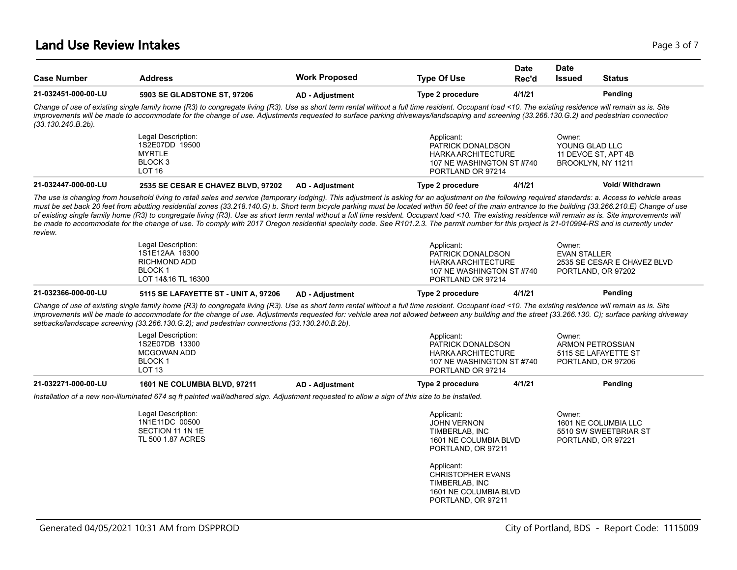# Land Use Review Intakes

| Case Number | Address | Work Proposed | Type Of Use | Date Rec'd | Date Issued | Status |
|---|---|---|---|---|---|---|
| **21-032451-000-00-LU** | **5903 SE GLADSTONE ST, 97206** | **AD - Adjustment** | **Type 2 procedure** | **4/1/21** | | **Pending** |

*Change of use of existing single family home (R3) to congregate living (R3). Use as short term rental without a full time resident. Occupant load <10. The existing residence will remain as is. Site improvements will be made to accommodate for the change of use. Adjustments requested to surface parking driveways/landscaping and screening (33.266.130.G.2) and pedestrian connection (33.130.240.B.2b).*

Legal Description:
1S2E07DD 19500
MYRTLE
BLOCK 3
LOT 16

Applicant:
PATRICK DONALDSON
HARKA ARCHITECTURE
107 NE WASHINGTON ST #740
PORTLAND OR 97214

Owner:
YOUNG GLAD LLC
11 DEVOE ST, APT 4B
BROOKLYN, NY 11211

| Case Number | Address | Work Proposed | Type Of Use | Date Rec'd | Date Issued | Status |
|---|---|---|---|---|---|---|
| **21-032447-000-00-LU** | **2535 SE CESAR E CHAVEZ BLVD, 97202** | **AD - Adjustment** | **Type 2 procedure** | **4/1/21** | | **Void/ Withdrawn** |

*The use is changing from household living to retail sales and service (temporary lodging). This adjustment is asking for an adjustment on the following required standards: a. Access to vehicle areas must be set back 20 feet from abutting residential zones (33.218.140.G) b. Short term bicycle parking must be located within 50 feet of the main entrance to the building (33.266.210.E) Change of use of existing single family home (R3) to congregate living (R3). Use as short term rental without a full time resident. Occupant load <10. The existing residence will remain as is. Site improvements will be made to accommodate for the change of use. To comply with 2017 Oregon residential specialty code. See R101.2.3. The permit number for this project is 21-010994-RS and is currently under review.*

Legal Description:
1S1E12AA 16300
RICHMOND ADD
BLOCK 1
LOT 14&16 TL 16300

Applicant:
PATRICK DONALDSON
HARKA ARCHITECTURE
107 NE WASHINGTON ST #740
PORTLAND OR 97214

Owner:
EVAN STALLER
2535 SE CESAR E CHAVEZ BLVD
PORTLAND, OR 97202

| Case Number | Address | Work Proposed | Type Of Use | Date Rec'd | Date Issued | Status |
|---|---|---|---|---|---|---|
| **21-032366-000-00-LU** | **5115 SE LAFAYETTE ST - UNIT A, 97206** | **AD - Adjustment** | **Type 2 procedure** | **4/1/21** | | **Pending** |

*Change of use of existing single family home (R3) to congregate living (R3). Use as short term rental without a full time resident. Occupant load <10. The existing residence will remain as is. Site improvements will be made to accommodate for the change of use. Adjustments requested for: vehicle area not allowed between any building and the street (33.266.130. C); surface parking driveway setbacks/landscape screening (33.266.130.G.2); and pedestrian connections (33.130.240.B.2b).*

Legal Description:
1S2E07DB 13300
MCGOWAN ADD
BLOCK 1
LOT 13

Applicant:
PATRICK DONALDSON
HARKA ARCHITECTURE
107 NE WASHINGTON ST #740
PORTLAND OR 97214

Owner:
ARMON PETROSSIAN
5115 SE LAFAYETTE ST
PORTLAND, OR 97206

| Case Number | Address | Work Proposed | Type Of Use | Date Rec'd | Date Issued | Status |
|---|---|---|---|---|---|---|
| **21-032271-000-00-LU** | **1601 NE COLUMBIA BLVD, 97211** | **AD - Adjustment** | **Type 2 procedure** | **4/1/21** | | **Pending** |

*Installation of a new non-illuminated 674 sq ft painted wall/adhered sign. Adjustment requested to allow a sign of this size to be installed.*

Legal Description:
1N1E11DC 00500
SECTION 11 1N 1E
TL 500 1.87 ACRES

Applicant:
JOHN VERNON
TIMBERLAB, INC
1601 NE COLUMBIA BLVD
PORTLAND, OR 97211

Applicant:
CHRISTOPHER EVANS
TIMBERLAB, INC
1601 NE COLUMBIA BLVD
PORTLAND, OR 97211

Owner:
1601 NE COLUMBIA LLC
5510 SW SWEETBRIAR ST
PORTLAND, OR 97221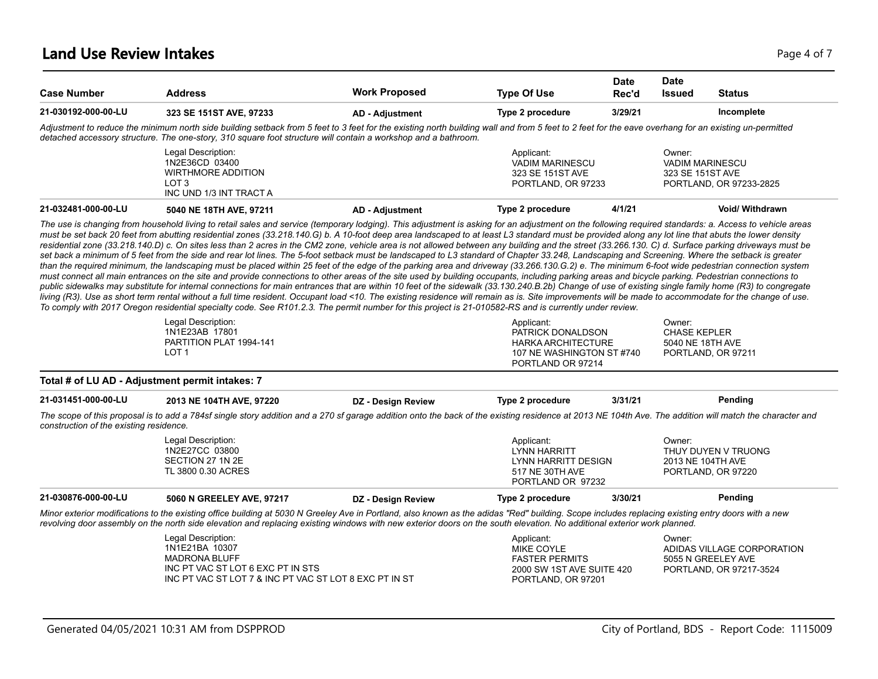## Land Use Review Intakes

| Case Number | Address | Work Proposed | Type Of Use | Date Rec'd | Date Issued | Status |
|---|---|---|---|---|---|---|
| **21-030192-000-00-LU** | **323 SE 151ST AVE, 97233** | **AD - Adjustment** | **Type 2 procedure** | **3/29/21** | | **Incomplete** |

*Adjustment to reduce the minimum north side building setback from 5 feet to 3 feet for the existing north building wall and from 5 feet to 2 feet for the eave overhang for an existing un-permitted detached accessory structure. The one-story, 310 square foot structure will contain a workshop and a bathroom.*

Legal Description:
1N2E36CD 03400
WIRTHMORE ADDITION
LOT 3
INC UND 1/3 INT TRACT A

Applicant:
VADIM MARINESCU
323 SE 151ST AVE
PORTLAND, OR 97233

Owner:
VADIM MARINESCU
323 SE 151ST AVE
PORTLAND, OR 97233-2825

| Case Number | Address | Work Proposed | Type Of Use | Date Rec'd | Date Issued | Status |
|---|---|---|---|---|---|---|
| **21-032481-000-00-LU** | **5040 NE 18TH AVE, 97211** | **AD - Adjustment** | **Type 2 procedure** | **4/1/21** | | **Void/ Withdrawn** |

*The use is changing from household living to retail sales and service (temporary lodging). This adjustment is asking for an adjustment on the following required standards: a. Access to vehicle areas must be set back 20 feet from abutting residential zones (33.218.140.G) b. A 10-foot deep area landscaped to at least L3 standard must be provided along any lot line that abuts the lower density residential zone (33.218.140.D) c. On sites less than 2 acres in the CM2 zone, vehicle area is not allowed between any building and the street (33.266.130. C) d. Surface parking driveways must be set back a minimum of 5 feet from the side and rear lot lines. The 5-foot setback must be landscaped to L3 standard of Chapter 33.248, Landscaping and Screening. Where the setback is greater than the required minimum, the landscaping must be placed within 25 feet of the edge of the parking area and driveway (33.266.130.G.2) e. The minimum 6-foot wide pedestrian connection system must connect all main entrances on the site and provide connections to other areas of the site used by building occupants, including parking areas and bicycle parking. Pedestrian connections to public sidewalks may substitute for internal connections for main entrances that are within 10 feet of the sidewalk (33.130.240.B.2b) Change of use of existing single family home (R3) to congregate living (R3). Use as short term rental without a full time resident. Occupant load <10. The existing residence will remain as is. Site improvements will be made to accommodate for the change of use. To comply with 2017 Oregon residential specialty code. See R101.2.3. The permit number for this project is 21-010582-RS and is currently under review.*

Legal Description:
1N1E23AB 17801
PARTITION PLAT 1994-141
LOT 1

Applicant:
PATRICK DONALDSON
HARKA ARCHITECTURE
107 NE WASHINGTON ST #740
PORTLAND OR 97214

Owner:
CHASE KEPLER
5040 NE 18TH AVE
PORTLAND, OR 97211

**Total # of LU AD - Adjustment permit intakes: 7**

| Case Number | Address | Work Proposed | Type Of Use | Date Rec'd | Date Issued | Status |
|---|---|---|---|---|---|---|
| **21-031451-000-00-LU** | **2013 NE 104TH AVE, 97220** | **DZ - Design Review** | **Type 2 procedure** | **3/31/21** | | **Pending** |

*The scope of this proposal is to add a 784sf single story addition and a 270 sf garage addition onto the back of the existing residence at 2013 NE 104th Ave. The addition will match the character and construction of the existing residence.*

Legal Description:
1N2E27CC 03800
SECTION 27 1N 2E
TL 3800 0.30 ACRES

Applicant:
LYNN HARRITT
LYNN HARRITT DESIGN
517 NE 30TH AVE
PORTLAND OR 97232

Owner:
THUY DUYEN V TRUONG
2013 NE 104TH AVE
PORTLAND, OR 97220

| Case Number | Address | Work Proposed | Type Of Use | Date Rec'd | Date Issued | Status |
|---|---|---|---|---|---|---|
| **21-030876-000-00-LU** | **5060 N GREELEY AVE, 97217** | **DZ - Design Review** | **Type 2 procedure** | **3/30/21** | | **Pending** |

*Minor exterior modifications to the existing office building at 5030 N Greeley Ave in Portland, also known as the adidas "Red" building. Scope includes replacing existing entry doors with a new revolving door assembly on the north side elevation and replacing existing windows with new exterior doors on the south elevation. No additional exterior work planned.*

Legal Description:
1N1E21BA 10307
MADRONA BLUFF
INC PT VAC ST LOT 6 EXC PT IN STS
INC PT VAC ST LOT 7 & INC PT VAC ST LOT 8 EXC PT IN ST

Applicant:
MIKE COYLE
FASTER PERMITS
2000 SW 1ST AVE SUITE 420
PORTLAND, OR 97201

Owner:
ADIDAS VILLAGE CORPORATION
5055 N GREELEY AVE
PORTLAND, OR 97217-3524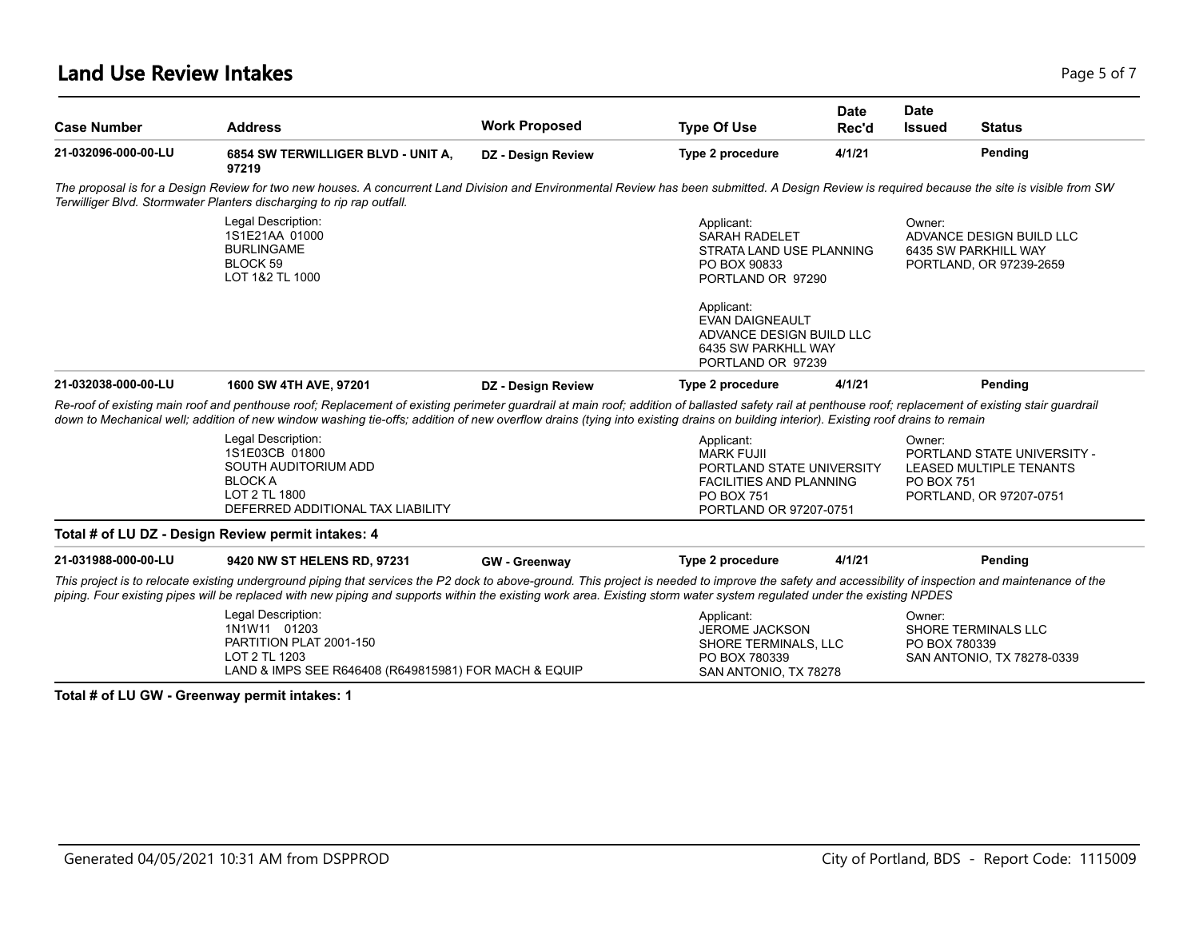# Land Use Review Intakes

| Case Number | Address | Work Proposed | Type Of Use | Date Rec'd | Date Issued | Status |
|---|---|---|---|---|---|---|
| 21-032096-000-00-LU | 6854 SW TERWILLIGER BLVD - UNIT A, 97219 | DZ - Design Review | Type 2 procedure | 4/1/21 | | Pending |

*The proposal is for a Design Review for two new houses. A concurrent Land Division and Environmental Review has been submitted. A Design Review is required because the site is visible from SW Terwilliger Blvd. Stormwater Planters discharging to rip rap outfall.*

Legal Description:
1S1E21AA 01000
BURLINGAME
BLOCK 59
LOT 1&2 TL 1000

Applicant:
SARAH RADELET
STRATA LAND USE PLANNING
PO BOX 90833
PORTLAND OR 97290

Applicant:
EVAN DAIGNEAULT
ADVANCE DESIGN BUILD LLC
6435 SW PARKHLL WAY
PORTLAND OR 97239

Owner:
ADVANCE DESIGN BUILD LLC
6435 SW PARKHILL WAY
PORTLAND, OR 97239-2659

| Case Number | Address | Work Proposed | Type Of Use | Date Rec'd | Date Issued | Status |
|---|---|---|---|---|---|---|
| 21-032038-000-00-LU | 1600 SW 4TH AVE, 97201 | DZ - Design Review | Type 2 procedure | 4/1/21 | | Pending |

*Re-roof of existing main roof and penthouse roof; Replacement of existing perimeter guardrail at main roof; addition of ballasted safety rail at penthouse roof; replacement of existing stair guardrail down to Mechanical well; addition of new window washing tie-offs; addition of new overflow drains (tying into existing drains on building interior). Existing roof drains to remain*

Legal Description:
1S1E03CB 01800
SOUTH AUDITORIUM ADD
BLOCK A
LOT 2 TL 1800
DEFERRED ADDITIONAL TAX LIABILITY

Applicant:
MARK FUJII
PORTLAND STATE UNIVERSITY
FACILITIES AND PLANNING
PO BOX 751
PORTLAND OR 97207-0751

Owner:
PORTLAND STATE UNIVERSITY -
LEASED MULTIPLE TENANTS
PO BOX 751
PORTLAND, OR 97207-0751

**Total # of LU DZ - Design Review permit intakes: 4**

| Case Number | Address | Work Proposed | Type Of Use | Date Rec'd | Date Issued | Status |
|---|---|---|---|---|---|---|
| 21-031988-000-00-LU | 9420 NW ST HELENS RD, 97231 | GW - Greenway | Type 2 procedure | 4/1/21 | | Pending |

*This project is to relocate existing underground piping that services the P2 dock to above-ground. This project is needed to improve the safety and accessibility of inspection and maintenance of the piping. Four existing pipes will be replaced with new piping and supports within the existing work area. Existing storm water system regulated under the existing NPDES*

Legal Description:
1N1W11 01203
PARTITION PLAT 2001-150
LOT 2 TL 1203
LAND & IMPS SEE R646408 (R649815981) FOR MACH & EQUIP

Applicant:
JEROME JACKSON
SHORE TERMINALS, LLC
PO BOX 780339
SAN ANTONIO, TX 78278

Owner:
SHORE TERMINALS LLC
PO BOX 780339
SAN ANTONIO, TX 78278-0339

**Total # of LU GW - Greenway permit intakes: 1**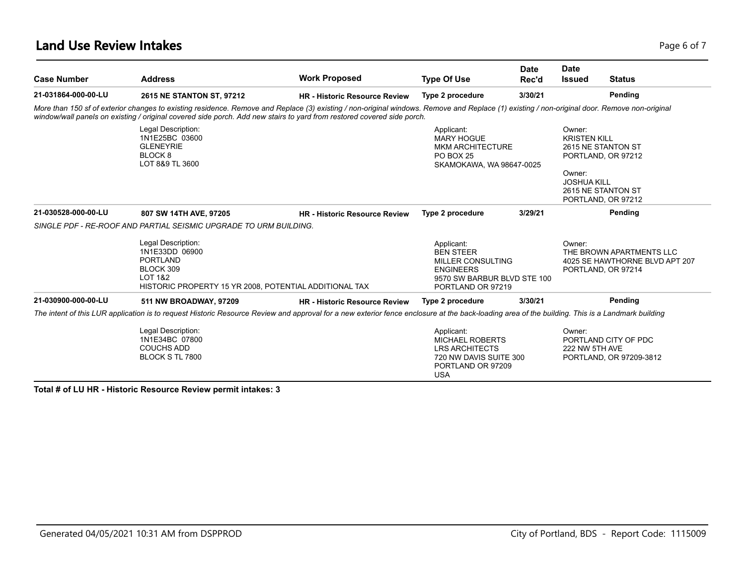# Land Use Review Intakes

| Case Number | Address | Work Proposed | Type Of Use | Date Rec'd | Date Issued | Status |
|---|---|---|---|---|---|---|
| 21-031864-000-00-LU | 2615 NE STANTON ST, 97212 | HR - Historic Resource Review | Type 2 procedure | 3/30/21 | | Pending |

*More than 150 sf of exterior changes to existing residence. Remove and Replace (3) existing / non-original windows. Remove and Replace (1) existing / non-original door. Remove non-original window/wall panels on existing / original covered side porch. Add new stairs to yard from restored covered side porch.*

Legal Description:
1N1E25BC 03600
GLENEYRIE
BLOCK 8
LOT 8&9 TL 3600

Applicant:
MARY HOGUE
MKM ARCHITECTURE
PO BOX 25
SKAMOKAWA, WA 98647-0025

Owner:
KRISTEN KILL
2615 NE STANTON ST
PORTLAND, OR 97212

Owner:
JOSHUA KILL
2615 NE STANTON ST
PORTLAND, OR 97212

| Case Number | Address | Work Proposed | Type Of Use | Date Rec'd | Date Issued | Status |
|---|---|---|---|---|---|---|
| 21-030528-000-00-LU | 807 SW 14TH AVE, 97205 | HR - Historic Resource Review | Type 2 procedure | 3/29/21 | | Pending |

*SINGLE PDF - RE-ROOF AND PARTIAL SEISMIC UPGRADE TO URM BUILDING.*

Legal Description:
1N1E33DD 06900
PORTLAND
BLOCK 309
LOT 1&2
HISTORIC PROPERTY 15 YR 2008, POTENTIAL ADDITIONAL TAX

Applicant:
BEN STEER
MILLER CONSULTING ENGINEERS
9570 SW BARBUR BLVD STE 100
PORTLAND OR 97219

Owner:
THE BROWN APARTMENTS LLC
4025 SE HAWTHORNE BLVD APT 207
PORTLAND, OR 97214

| Case Number | Address | Work Proposed | Type Of Use | Date Rec'd | Date Issued | Status |
|---|---|---|---|---|---|---|
| 21-030900-000-00-LU | 511 NW BROADWAY, 97209 | HR - Historic Resource Review | Type 2 procedure | 3/30/21 | | Pending |

*The intent of this LUR application is to request Historic Resource Review and approval for a new exterior fence enclosure at the back-loading area of the building. This is a Landmark building*

Legal Description:
1N1E34BC 07800
COUCHS ADD
BLOCK S TL 7800

Applicant:
MICHAEL ROBERTS
LRS ARCHITECTS
720 NW DAVIS SUITE 300
PORTLAND OR 97209
USA

Owner:
PORTLAND CITY OF PDC
222 NW 5TH AVE
PORTLAND, OR 97209-3812

**Total # of LU HR - Historic Resource Review permit intakes: 3**

Generated 04/05/2021 10:31 AM from DSPPROD

City of Portland, BDS - Report Code: 1115009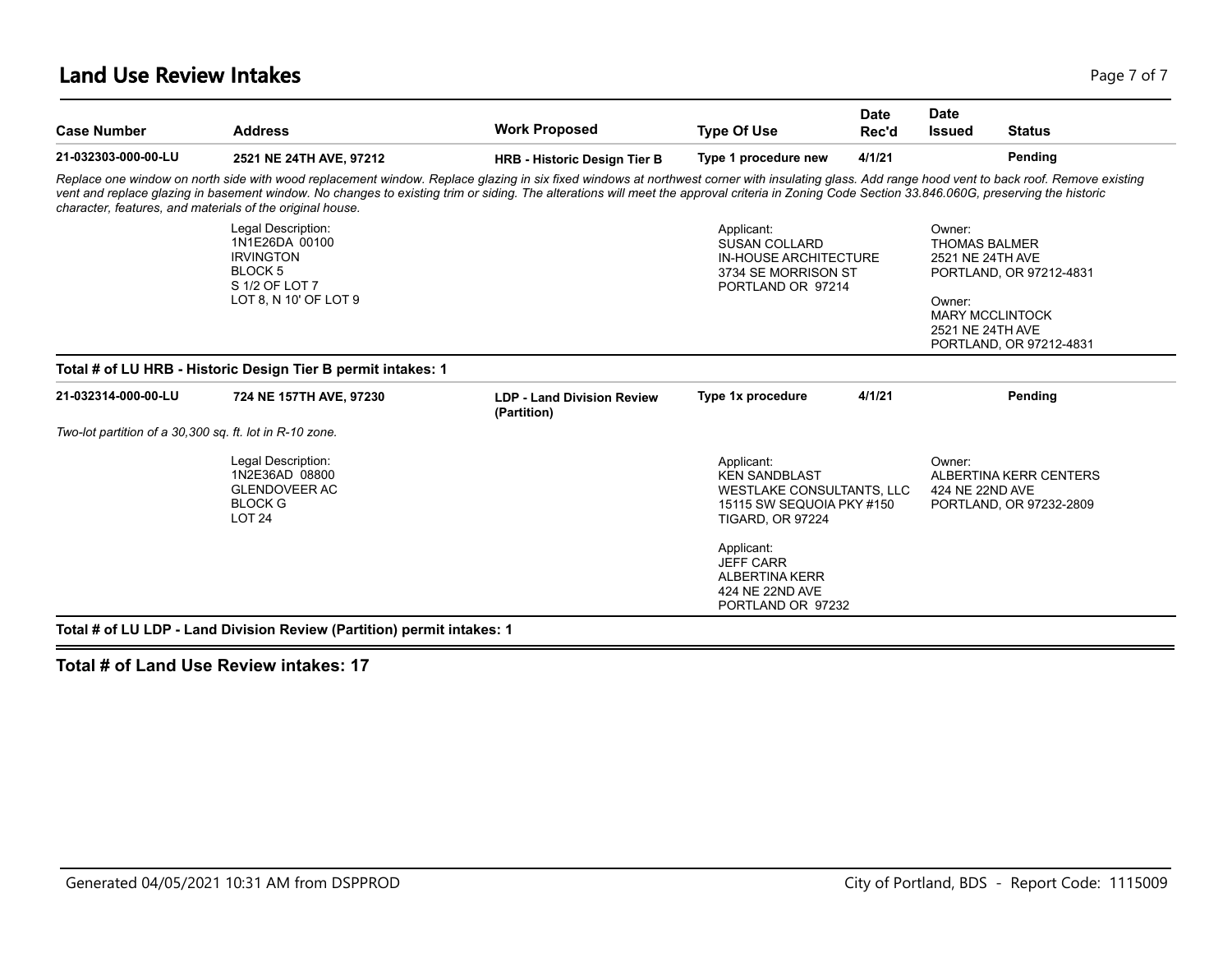## Land Use Review Intakes

| Case Number | Address | Work Proposed | Type Of Use | Date Rec'd | Date Issued | Status |
|---|---|---|---|---|---|---|
| 21-032303-000-00-LU | 2521 NE 24TH AVE, 97212 | HRB - Historic Design Tier B | Type 1 procedure new | 4/1/21 | | Pending |

*Replace one window on north side with wood replacement window. Replace glazing in six fixed windows at northwest corner with insulating glass. Add range hood vent to back roof. Remove existing vent and replace glazing in basement window. No changes to existing trim or siding. The alterations will meet the approval criteria in Zoning Code Section 33.846.060G, preserving the historic character, features, and materials of the original house.*

Legal Description:
1N1E26DA 00100
IRVINGTON
BLOCK 5
S 1/2 OF LOT 7
LOT 8, N 10' OF LOT 9

Applicant:
SUSAN COLLARD
IN-HOUSE ARCHITECTURE
3734 SE MORRISON ST
PORTLAND OR 97214

Owner:
THOMAS BALMER
2521 NE 24TH AVE
PORTLAND, OR 97212-4831

Owner:
MARY MCCLINTOCK
2521 NE 24TH AVE
PORTLAND, OR 97212-4831

**Total # of LU HRB - Historic Design Tier B permit intakes: 1**

| Case Number | Address | Work Proposed | Type Of Use | Date Rec'd | Date Issued | Status |
|---|---|---|---|---|---|---|
| 21-032314-000-00-LU | 724 NE 157TH AVE, 97230 | LDP - Land Division Review (Partition) | Type 1x procedure | 4/1/21 | | Pending |

*Two-lot partition of a 30,300 sq. ft. lot in R-10 zone.*

Legal Description:
1N2E36AD 08800
GLENDOVEER AC
BLOCK G
LOT 24

Applicant:
KEN SANDBLAST
WESTLAKE CONSULTANTS, LLC
15115 SW SEQUOIA PKY #150
TIGARD, OR 97224

Applicant:
JEFF CARR
ALBERTINA KERR
424 NE 22ND AVE
PORTLAND OR 97232

Owner:
ALBERTINA KERR CENTERS
424 NE 22ND AVE
PORTLAND, OR 97232-2809

**Total # of LU LDP - Land Division Review (Partition) permit intakes: 1**

**Total # of Land Use Review intakes: 17**